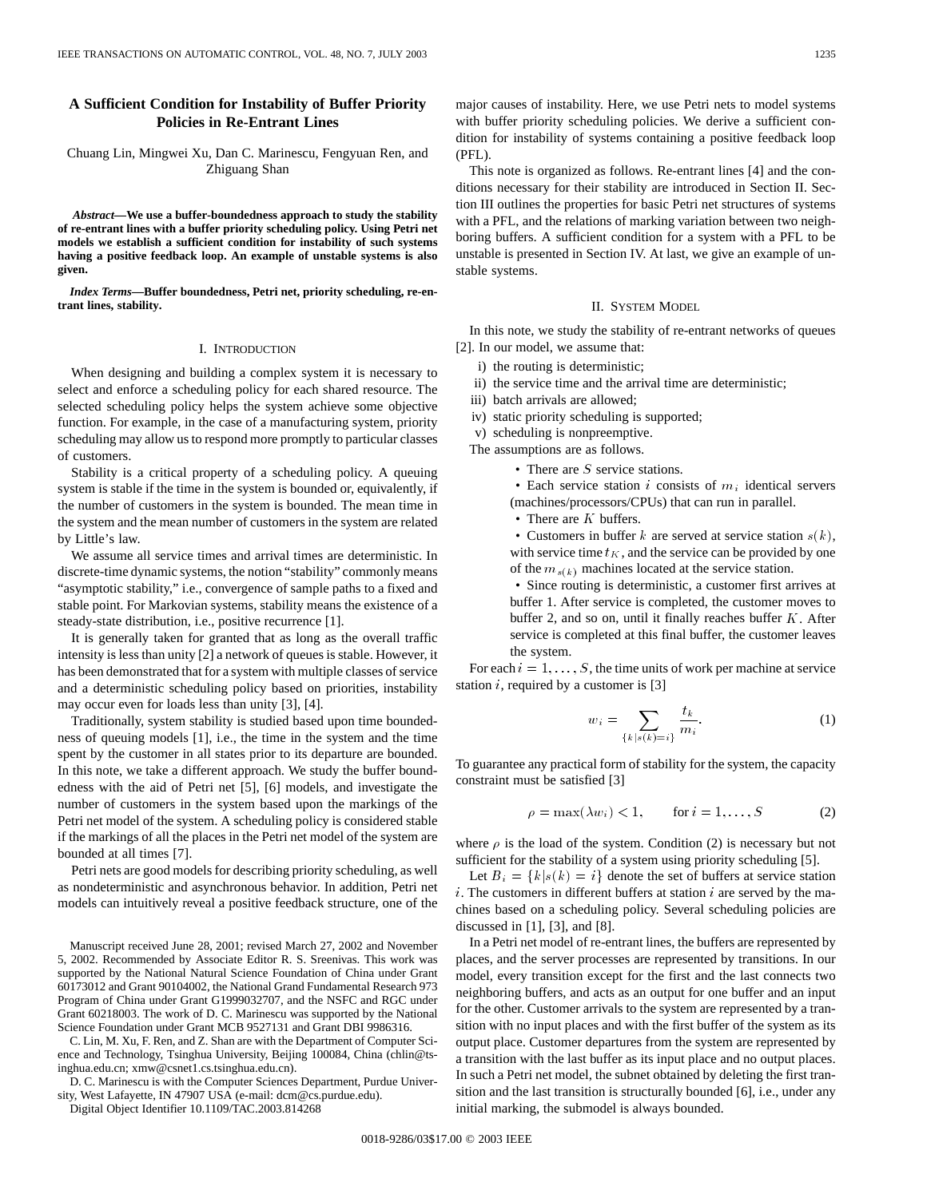# A Sufficient Condition for Instability of Buffer Priority Policies in Re-Entrant Lines

Chuang Lin, Mingwei Xu, Dan C. Marinescu, Fengyuan Ren, and Zhiguang Shan

***Abstract*—We use a buffer-boundedness approach to study the stability of re-entrant lines with a buffer priority scheduling policy. Using Petri net models we establish a sufficient condition for instability of such systems having a positive feedback loop. An example of unstable systems is also given.**

***Index Terms*—Buffer boundedness, Petri net, priority scheduling, re-entrant lines, stability.**

## I. Introduction

When designing and building a complex system it is necessary to select and enforce a scheduling policy for each shared resource. The selected scheduling policy helps the system achieve some objective function. For example, in the case of a manufacturing system, priority scheduling may allow us to respond more promptly to particular classes of customers.

Stability is a critical property of a scheduling policy. A queuing system is stable if the time in the system is bounded or, equivalently, if the number of customers in the system is bounded. The mean time in the system and the mean number of customers in the system are related by Little's law.

We assume all service times and arrival times are deterministic. In discrete-time dynamic systems, the notion "stability" commonly means "asymptotic stability," i.e., convergence of sample paths to a fixed and stable point. For Markovian systems, stability means the existence of a steady-state distribution, i.e., positive recurrence [1].

It is generally taken for granted that as long as the overall traffic intensity is less than unity [2] a network of queues is stable. However, it has been demonstrated that for a system with multiple classes of service and a deterministic scheduling policy based on priorities, instability may occur even for loads less than unity [3], [4].

Traditionally, system stability is studied based upon time boundedness of queuing models [1], i.e., the time in the system and the time spent by the customer in all states prior to its departure are bounded. In this note, we take a different approach. We study the buffer boundedness with the aid of Petri net [5], [6] models, and investigate the number of customers in the system based upon the markings of the Petri net model of the system. A scheduling policy is considered stable if the markings of all the places in the Petri net model of the system are bounded at all times [7].

Petri nets are good models for describing priority scheduling, as well as nondeterministic and asynchronous behavior. In addition, Petri net models can intuitively reveal a positive feedback structure, one of the major causes of instability. Here, we use Petri nets to model systems with buffer priority scheduling policies. We derive a sufficient condition for instability of systems containing a positive feedback loop (PFL).

This note is organized as follows. Re-entrant lines [4] and the conditions necessary for their stability are introduced in Section II. Section III outlines the properties for basic Petri net structures of systems with a PFL, and the relations of marking variation between two neighboring buffers. A sufficient condition for a system with a PFL to be unstable is presented in Section IV. At last, we give an example of unstable systems.

Manuscript received June 28, 2001; revised March 27, 2002 and November 5, 2002. Recommended by Associate Editor R. S. Sreenivas. This work was supported by the National Natural Science Foundation of China under Grant 60173012 and Grant 90104002, the National Grand Fundamental Research 973 Program of China under Grant G1999032707, and the NSFC and RGC under Grant 60218003. The work of D. C. Marinescu was supported by the National Science Foundation under Grant MCB 9527131 and Grant DBI 9986316.

C. Lin, M. Xu, F. Ren, and Z. Shan are with the Department of Computer Science and Technology, Tsinghua University, Beijing 100084, China (chlin@tsinghua.edu.cn; xmw@csnet1.cs.tsinghua.edu.cn).

D. C. Marinescu is with the Computer Sciences Department, Purdue University, West Lafayette, IN 47907 USA (e-mail: dcm@cs.purdue.edu).

Digital Object Identifier 10.1109/TAC.2003.814268

## II. System Model

In this note, we study the stability of re-entrant networks of queues [2]. In our model, we assume that:

i) the routing is deterministic;
ii) the service time and the arrival time are deterministic;
iii) batch arrivals are allowed;
iv) static priority scheduling is supported;
v) scheduling is nonpreemptive.

The assumptions are as follows.

- There are $S$ service stations.
- Each service station $i$ consists of $m_i$ identical servers (machines/processors/CPUs) that can run in parallel.
- There are $K$ buffers.
- Customers in buffer $k$ are served at service station $s(k)$, with service time $t_K$, and the service can be provided by one of the $m_{s(k)}$ machines located at the service station.
- Since routing is deterministic, a customer first arrives at buffer 1. After service is completed, the customer moves to buffer 2, and so on, until it finally reaches buffer $K$. After service is completed at this final buffer, the customer leaves the system.

For each $i = 1, \ldots, S$, the time units of work per machine at service station $i$, required by a customer is [3]

$$w_i = \sum_{\{k|s(k)=i\}} \frac{t_k}{m_i}. \tag{1}$$

To guarantee any practical form of stability for the system, the capacity constraint must be satisfied [3]

$$\rho = \max(\lambda w_i) < 1, \qquad \text{for } i = 1, \ldots, S \tag{2}$$

where $\rho$ is the load of the system. Condition (2) is necessary but not sufficient for the stability of a system using priority scheduling [5].

Let $B_i = \{k|s(k) = i\}$ denote the set of buffers at service station $i$. The customers in different buffers at station $i$ are served by the machines based on a scheduling policy. Several scheduling policies are discussed in [1], [3], and [8].

In a Petri net model of re-entrant lines, the buffers are represented by places, and the server processes are represented by transitions. In our model, every transition except for the first and the last connects two neighboring buffers, and acts as an output for one buffer and an input for the other. Customer arrivals to the system are represented by a transition with no input places and with the first buffer of the system as its output place. Customer departures from the system are represented by a transition with the last buffer as its input place and no output places. In such a Petri net model, the subnet obtained by deleting the first transition and the last transition is structurally bounded [6], i.e., under any initial marking, the submodel is always bounded.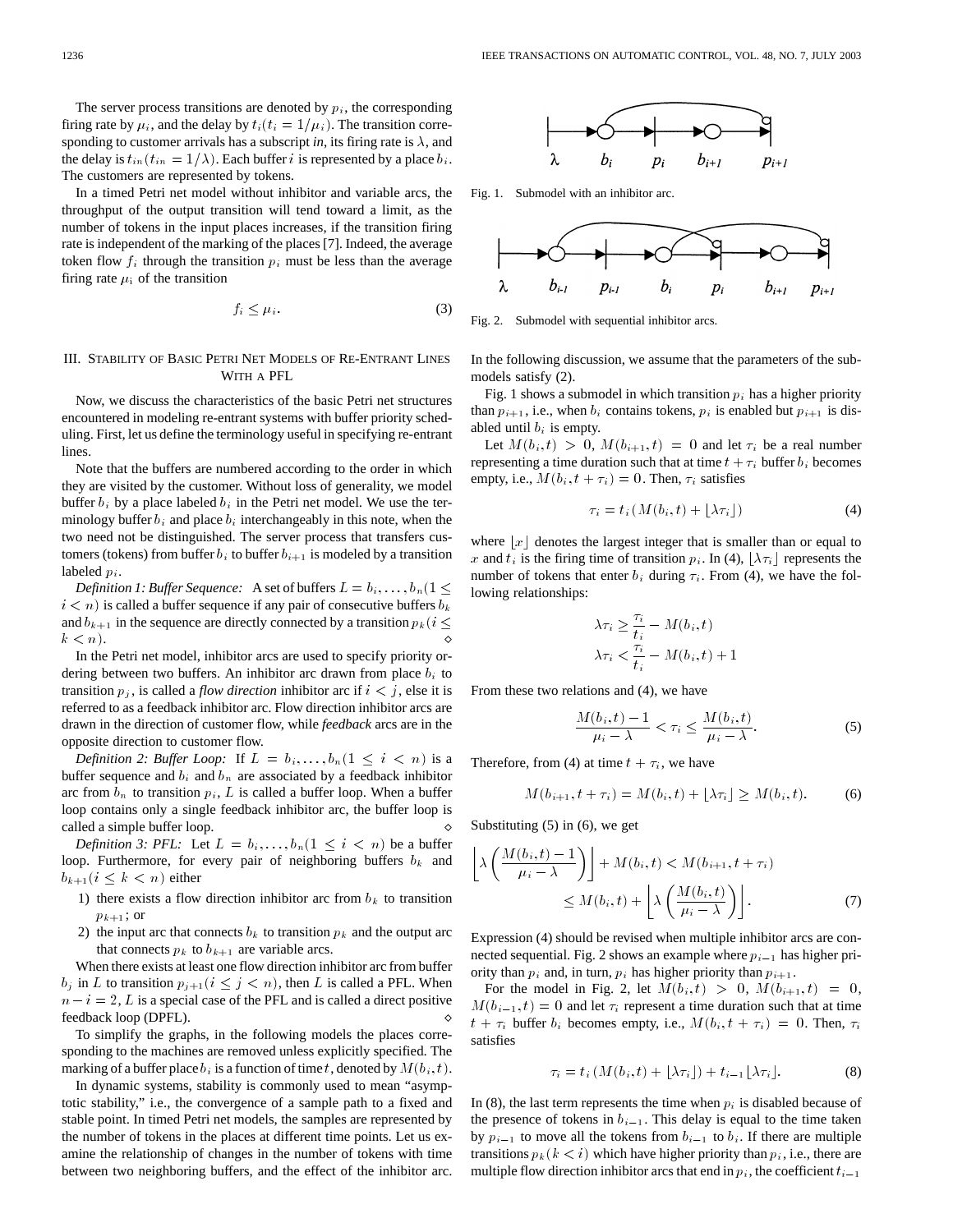The server process transitions are denoted by $p_i$, the corresponding firing rate by $\mu_i$, and the delay by $t_i (t_i = 1/\mu_i)$. The transition corresponding to customer arrivals has a subscript *in*, its firing rate is $\lambda$, and the delay is $t_{in} (t_{in} = 1/\lambda)$. Each buffer $i$ is represented by a place $b_i$. The customers are represented by tokens.

In a timed Petri net model without inhibitor and variable arcs, the throughput of the output transition will tend toward a limit, as the number of tokens in the input places increases, if the transition firing rate is independent of the marking of the places [7]. Indeed, the average token flow $f_i$ through the transition $p_i$ must be less than the average firing rate $\mu_i$ of the transition

$$f_i \leq \mu_i. \tag{3}$$

## III. Stability of Basic Petri Net Models of Re-Entrant Lines With a PFL

Now, we discuss the characteristics of the basic Petri net structures encountered in modeling re-entrant systems with buffer priority scheduling. First, let us define the terminology useful in specifying re-entrant lines.

Note that the buffers are numbered according to the order in which they are visited by the customer. Without loss of generality, we model buffer $b_i$ by a place labeled $b_i$ in the Petri net model. We use the terminology buffer $b_i$ and place $b_i$ interchangeably in this note, when the two need not be distinguished. The server process that transfers customers (tokens) from buffer $b_i$ to buffer $b_{i+1}$ is modeled by a transition labeled $p_i$.

*Definition 1: Buffer Sequence:* A set of buffers $L = b_i, \ldots, b_n (1 \leq i < n)$ is called a buffer sequence if any pair of consecutive buffers $b_k$ and $b_{k+1}$ in the sequence are directly connected by a transition $p_k (i \leq k < n)$. ⋄

In the Petri net model, inhibitor arcs are used to specify priority ordering between two buffers. An inhibitor arc drawn from place $b_i$ to transition $p_j$, is called a *flow direction* inhibitor arc if $i < j$, else it is referred to as a feedback inhibitor arc. Flow direction inhibitor arcs are drawn in the direction of customer flow, while *feedback* arcs are in the opposite direction to customer flow.

*Definition 2: Buffer Loop:* If $L = b_i, \ldots, b_n (1 \leq i < n)$ is a buffer sequence and $b_i$ and $b_n$ are associated by a feedback inhibitor arc from $b_n$ to transition $p_i$, $L$ is called a buffer loop. When a buffer loop contains only a single feedback inhibitor arc, the buffer loop is called a simple buffer loop. ⋄

*Definition 3: PFL:* Let $L = b_i, \ldots, b_n (1 \leq i < n)$ be a buffer loop. Furthermore, for every pair of neighboring buffers $b_k$ and $b_{k+1} (i \leq k < n)$ either

1) there exists a flow direction inhibitor arc from $b_k$ to transition $p_{k+1}$; or
2) the input arc that connects $b_k$ to transition $p_k$ and the output arc that connects $p_k$ to $b_{k+1}$ are variable arcs.

When there exists at least one flow direction inhibitor arc from buffer $b_j$ in $L$ to transition $p_{j+1} (i \leq j < n)$, then $L$ is called a PFL. When $n - i = 2$, $L$ is a special case of the PFL and is called a direct positive feedback loop (DPFL). ⋄

To simplify the graphs, in the following models the places corresponding to the machines are removed unless explicitly specified. The marking of a buffer place $b_i$ is a function of time $t$, denoted by $M(b_i, t)$.

In dynamic systems, stability is commonly used to mean "asymptotic stability," i.e., the convergence of a sample path to a fixed and stable point. In timed Petri net models, the samples are represented by the number of tokens in the places at different time points. Let us examine the relationship of changes in the number of tokens with time between two neighboring buffers, and the effect of the inhibitor arc.

λ $b_i$ $p_i$ $b_{i+1}$ $p_{i+1}$

Fig. 1. Submodel with an inhibitor arc.

λ $b_{i-1}$ $p_{i-1}$ $b_i$ $p_i$ $b_{i+1}$ $p_{i+1}$

Fig. 2. Submodel with sequential inhibitor arcs.

In the following discussion, we assume that the parameters of the submodels satisfy (2).

Fig. 1 shows a submodel in which transition $p_i$ has a higher priority than $p_{i+1}$, i.e., when $b_i$ contains tokens, $p_i$ is enabled but $p_{i+1}$ is disabled until $b_i$ is empty.

Let $M(b_i, t) > 0$, $M(b_{i+1}, t) = 0$ and let $\tau_i$ be a real number representing a time duration such that at time $t + \tau_i$ buffer $b_i$ becomes empty, i.e., $M(b_i, t + \tau_i) = 0$. Then, $\tau_i$ satisfies

$$\tau_i = t_i \left( M(b_i, t) + \lfloor \lambda \tau_i \rfloor \right) \tag{4}$$

where $\lfloor x \rfloor$ denotes the largest integer that is smaller than or equal to $x$ and $t_i$ is the firing time of transition $p_i$. In (4), $\lfloor \lambda \tau_i \rfloor$ represents the number of tokens that enter $b_i$ during $\tau_i$. From (4), we have the following relationships:

$$\lambda \tau_i \geq \frac{\tau_i}{t_i} - M(b_i, t)$$
$$\lambda \tau_i < \frac{\tau_i}{t_i} - M(b_i, t) + 1$$

From these two relations and (4), we have

$$\frac{M(b_i, t) - 1}{\mu_i - \lambda} < \tau_i \leq \frac{M(b_i, t)}{\mu_i - \lambda}. \tag{5}$$

Therefore, from (4) at time $t + \tau_i$, we have

$$M(b_{i+1}, t + \tau_i) = M(b_i, t) + \lfloor \lambda \tau_i \rfloor \geq M(b_i, t). \tag{6}$$

Substituting (5) in (6), we get

$$\left\lfloor \lambda \left( \frac{M(b_i, t) - 1}{\mu_i - \lambda} \right) \right\rfloor + M(b_i, t) < M(b_{i+1}, t + \tau_i) \leq M(b_i, t) + \left\lfloor \lambda \left( \frac{M(b_i, t)}{\mu_i - \lambda} \right) \right\rfloor. \tag{7}$$

Expression (4) should be revised when multiple inhibitor arcs are connected sequential. Fig. 2 shows an example where $p_{i-1}$ has higher priority than $p_i$ and, in turn, $p_i$ has higher priority than $p_{i+1}$.

For the model in Fig. 2, let $M(b_i, t) > 0$, $M(b_{i+1}, t) = 0$, $M(b_{i-1}, t) = 0$ and let $\tau_i$ represent a time duration such that at time $t + \tau_i$ buffer $b_i$ becomes empty, i.e., $M(b_i, t + \tau_i) = 0$. Then, $\tau_i$ satisfies

$$\tau_i = t_i \left( M(b_i, t) + \lfloor \lambda \tau_i \rfloor \right) + t_{i-1} \lfloor \lambda \tau_i \rfloor. \tag{8}$$

In (8), the last term represents the time when $p_i$ is disabled because of the presence of tokens in $b_{i-1}$. This delay is equal to the time taken by $p_{i-1}$ to move all the tokens from $b_{i-1}$ to $b_i$. If there are multiple transitions $p_k (k < i)$ which have higher priority than $p_i$, i.e., there are multiple flow direction inhibitor arcs that end in $p_i$, the coefficient $t_{i-1}$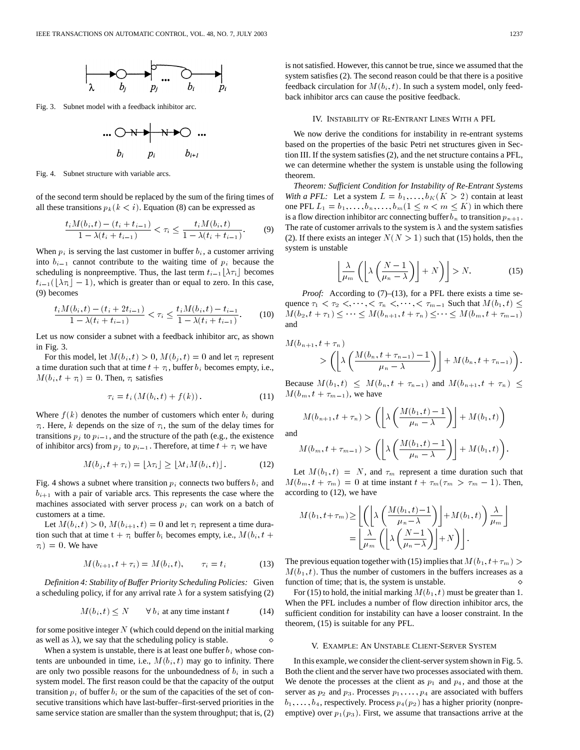Fig. 3. Subnet model with a feedback inhibitor arc.

Fig. 4. Subnet structure with variable arcs.

of the second term should be replaced by the sum of the firing times of all these transitions $p_k (k < i)$. Equation (8) can be expressed as

$$\frac{t_i M(b_i,t) - (t_i + t_{i-1})}{1 - \lambda(t_i + t_{i-1})} < \tau_i \leq \frac{t_i M(b_i,t)}{1 - \lambda(t_i + t_{i-1})}. \quad (9)$$

When $p_i$ is serving the last customer in buffer $b_i$, a customer arriving into $b_{i-1}$ cannot contribute to the waiting time of $p_i$ because the scheduling is nonpreemptive. Thus, the last term $t_{i-1}\lfloor \lambda\tau_i \rfloor$ becomes $t_{i-1}(\lfloor \lambda\tau_i \rfloor - 1)$, which is greater than or equal to zero. In this case, (9) becomes

$$\frac{t_i M(b_i,t) - (t_i + 2t_{i-1})}{1 - \lambda(t_i + t_{i-1})} < \tau_i \leq \frac{t_i M(b_i,t) - t_{i-1}}{1 - \lambda(t_i + t_{i-1})}. \quad (10)$$

Let us now consider a subnet with a feedback inhibitor arc, as shown in Fig. 3.

For this model, let $M(b_i,t) > 0$, $M(b_j,t) = 0$ and let $\tau_i$ represent a time duration such that at time $t + \tau_i$, buffer $b_i$ becomes empty, i.e., $M(b_i, t + \tau_i) = 0$. Then, $\tau_i$ satisfies

$$\tau_i = t_i (M(b_i,t) + f(k)). \quad (11)$$

Where $f(k)$ denotes the number of customers which enter $b_i$ during $\tau_i$. Here, $k$ depends on the size of $\tau_i$, the sum of the delay times for transitions $p_j$ to $p_{i-1}$, and the structure of the path (e.g., the existence of inhibitor arcs) from $p_j$ to $p_{i-1}$. Therefore, at time $t + \tau_i$ we have

$$M(b_j, t + \tau_i) = \lfloor \lambda\tau_i \rfloor \geq \lfloor \lambda t_i M(b_i,t) \rfloor. \quad (12)$$

Fig. 4 shows a subnet where transition $p_i$ connects two buffers $b_i$ and $b_{i+1}$ with a pair of variable arcs. This represents the case where the machines associated with server process $p_i$ can work on a batch of customers at a time.

Let $M(b_i,t) > 0$, $M(b_{i+1},t) = 0$ and let $\tau_i$ represent a time duration such that at time $t + \tau_i$ buffer $b_i$ becomes empty, i.e., $M(b_i, t + \tau_i) = 0$. We have

$$M(b_{i+1}, t + \tau_i) = M(b_i, t), \qquad \tau_i = t_i \quad (13)$$

*Definition 4: Stability of Buffer Priority Scheduling Policies:* Given a scheduling policy, if for any arrival rate $\lambda$ for a system satisfying (2)

$$M(b_i, t) \leq N \qquad \forall\, b_i \text{ at any time instant } t \quad (14)$$

for some positive integer $N$ (which could depend on the initial marking as well as $\lambda$), we say that the scheduling policy is stable. ◇

When a system is unstable, there is at least one buffer $b_i$ whose contents are unbounded in time, i.e., $M(b_i,t)$ may go to infinity. There are only two possible reasons for the unboundedness of $b_i$ in such a system model. The first reason could be that the capacity of the output transition $p_i$ of buffer $b_i$ or the sum of the capacities of the set of consecutive transitions which have last-buffer–first-served priorities in the same service station are smaller than the system throughput; that is, (2) is not satisfied. However, this cannot be true, since we assumed that the system satisfies (2). The second reason could be that there is a positive feedback circulation for $M(b_i,t)$. In such a system model, only feedback inhibitor arcs can cause the positive feedback.

## IV. Instability of Re-Entrant Lines With a PFL

We now derive the conditions for instability in re-entrant systems based on the properties of the basic Petri net structures given in Section III. If the system satisfies (2), and the net structure contains a PFL, we can determine whether the system is unstable using the following theorem.

*Theorem: Sufficient Condition for Instability of Re-Entrant Systems With a PFL:* Let a system $L = b_1, \ldots, b_K (K > 2)$ contain at least one PFL $L_1 = b_1, \ldots, b_n, \ldots, b_m (1 \leq n < m \leq K)$ in which there is a flow direction inhibitor arc connecting buffer $b_n$ to transition $p_{n+1}$. The rate of customer arrivals to the system is $\lambda$ and the system satisfies (2). If there exists an integer $N (N > 1)$ such that (15) holds, then the system is unstable

$$\left\lfloor \frac{\lambda}{\mu_m} \left( \left\lfloor \lambda \left( \frac{N-1}{\mu_n - \lambda} \right) \right\rfloor + N \right) \right\rfloor > N. \quad (15)$$

*Proof:* According to (7)–(13), for a PFL there exists a time sequence $\tau_1 < \tau_2 <, \cdots, < \tau_n <, \cdots, < \tau_{m-1}$ Such that $M(b_1, t) \leq M(b_2, t + \tau_1) \leq \cdots \leq M(b_{n+1}, t + \tau_n) \leq \cdots \leq M(b_m, t + \tau_{m-1})$ and

$$M(b_{n+1}, t + \tau_n) > \left( \left\lfloor \lambda \left( \frac{M(b_n, t + \tau_{n-1}) - 1}{\mu_n - \lambda} \right) \right\rfloor + M(b_n, t + \tau_{n-1}) \right).$$

Because $M(b_1, t) \leq M(b_n, t + \tau_{n-1})$ and $M(b_{n+1}, t + \tau_n) \leq M(b_m, t + \tau_{m-1})$, we have

$$M(b_{n+1}, t + \tau_n) > \left( \left\lfloor \lambda \left( \frac{M(b_1,t) - 1}{\mu_n - \lambda} \right) \right\rfloor + M(b_1, t) \right)$$

and

$$M(b_m, t + \tau_{m-1}) > \left( \left\lfloor \lambda \left( \frac{M(b_1,t) - 1}{\mu_n - \lambda} \right) \right\rfloor + M(b_1, t) \right).$$

Let $M(b_1, t) = N$, and $\tau_m$ represent a time duration such that $M(b_m, t + \tau_m) = 0$ at time instant $t + \tau_m (\tau_m > \tau_m - 1)$. Then, according to (12), we have

$$M(b_1, t + \tau_m) \geq \left\lfloor \left( \left\lfloor \lambda \left( \frac{M(b_1,t) - 1}{\mu_n - \lambda} \right) \right\rfloor + M(b_1, t) \right) \frac{\lambda}{\mu_m} \right\rfloor = \left\lfloor \frac{\lambda}{\mu_m} \left( \left\lfloor \lambda \left( \frac{N-1}{\mu_n - \lambda} \right) \right\rfloor + N \right) \right\rfloor.$$

The previous equation together with (15) implies that $M(b_1, t + \tau_m) > M(b_1, t)$. Thus the number of customers in the buffers increases as a function of time; that is, the system is unstable. ◇

For (15) to hold, the initial marking $M(b_1, t)$ must be greater than 1. When the PFL includes a number of flow direction inhibitor arcs, the sufficient condition for instability can have a looser constraint. In the theorem, (15) is suitable for any PFL.

## V. Example: An Unstable Client-Server System

In this example, we consider the client-server system shown in Fig. 5. Both the client and the server have two processes associated with them. We denote the processes at the client as $p_1$ and $p_4$, and those at the server as $p_2$ and $p_3$. Processes $p_1, \ldots, p_4$ are associated with buffers $b_1, \ldots, b_4$, respectively. Process $p_4 (p_2)$ has a higher priority (nonpreemptive) over $p_1 (p_3)$. First, we assume that transactions arrive at the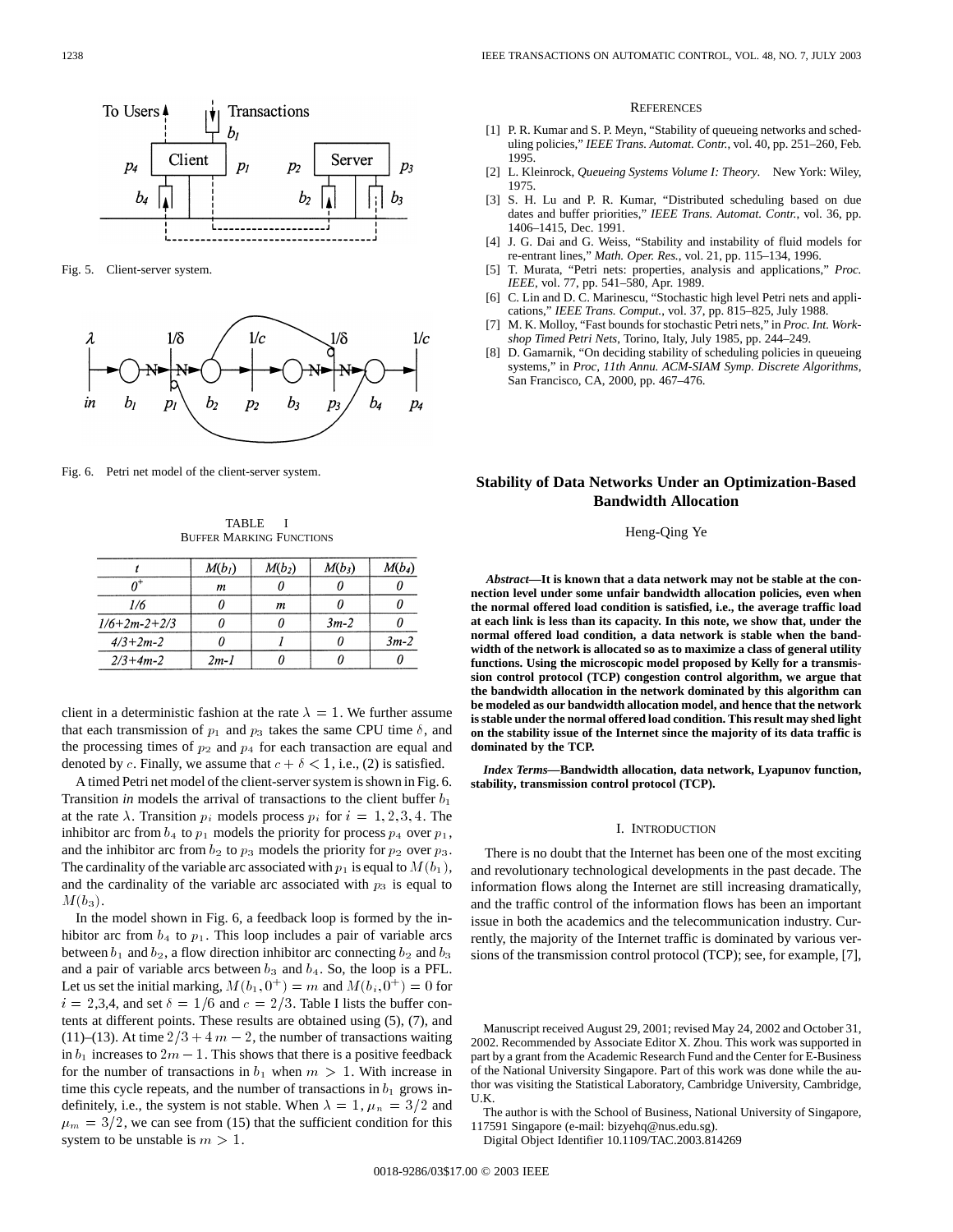To Users

Transactions

$b_1$

$p_4$ Client $p_1$ $p_2$ Server $p_3$

$b_4$ $b_2$ $b_3$

Fig. 5. Client-server system.

$\lambda$ $1/\delta$ $1/c$ $1/\delta$ $1/c$

in $b_1$ $p_1$ $b_2$ $p_2$ $b_3$ $p_3$ $b_4$ $p_4$

Fig. 6. Petri net model of the client-server system.

TABLE I
BUFFER MARKING FUNCTIONS

| $t$ | $M(b_1)$ | $M(b_2)$ | $M(b_3)$ | $M(b_4)$ |
|---|---|---|---|---|
| $0^+$ | $m$ | $0$ | $0$ | $0$ |
| $1/6$ | $0$ | $m$ | $0$ | $0$ |
| $1/6+2m-2+2/3$ | $0$ | $0$ | $3m-2$ | $0$ |
| $4/3+2m-2$ | $0$ | $1$ | $0$ | $3m-2$ |
| $2/3+4m-2$ | $2m-1$ | $0$ | $0$ | $0$ |

client in a deterministic fashion at the rate $\lambda = 1$. We further assume that each transmission of $p_1$ and $p_3$ takes the same CPU time $\delta$, and the processing times of $p_2$ and $p_4$ for each transaction are equal and denoted by $c$. Finally, we assume that $c + \delta < 1$, i.e., (2) is satisfied.

A timed Petri net model of the client-server system is shown in Fig. 6. Transition *in* models the arrival of transactions to the client buffer $b_1$ at the rate $\lambda$. Transition $p_i$ models process $p_i$ for $i = 1, 2, 3, 4$. The inhibitor arc from $b_4$ to $p_1$ models the priority for process $p_4$ over $p_1$, and the inhibitor arc from $b_2$ to $p_3$ models the priority for $p_2$ over $p_3$. The cardinality of the variable arc associated with $p_1$ is equal to $M(b_1)$, and the cardinality of the variable arc associated with $p_3$ is equal to $M(b_3)$.

In the model shown in Fig. 6, a feedback loop is formed by the inhibitor arc from $b_4$ to $p_1$. This loop includes a pair of variable arcs between $b_1$ and $b_2$, a flow direction inhibitor arc connecting $b_2$ and $b_3$ and a pair of variable arcs between $b_3$ and $b_4$. So, the loop is a PFL. Let us set the initial marking, $M(b_1, 0^+) = m$ and $M(b_i, 0^+) = 0$ for $i = 2,3,4$, and set $\delta = 1/6$ and $c = 2/3$. Table I lists the buffer contents at different points. These results are obtained using (5), (7), and (11)–(13). At time $2/3 + 4\,m - 2$, the number of transactions waiting in $b_1$ increases to $2m - 1$. This shows that there is a positive feedback for the number of transactions in $b_1$ when $m > 1$. With increase in time this cycle repeats, and the number of transactions in $b_1$ grows indefinitely, i.e., the system is not stable. When $\lambda = 1, \mu_n = 3/2$ and $\mu_m = 3/2$, we can see from (15) that the sufficient condition for this system to be unstable is $m > 1$.

## REFERENCES

[1] P. R. Kumar and S. P. Meyn, "Stability of queueing networks and scheduling policies," *IEEE Trans. Automat. Contr.*, vol. 40, pp. 251–260, Feb. 1995.

[2] L. Kleinrock, *Queueing Systems Volume I: Theory*. New York: Wiley, 1975.

[3] S. H. Lu and P. R. Kumar, "Distributed scheduling based on due dates and buffer priorities," *IEEE Trans. Automat. Contr.*, vol. 36, pp. 1406–1415, Dec. 1991.

[4] J. G. Dai and G. Weiss, "Stability and instability of fluid models for re-entrant lines," *Math. Oper. Res.*, vol. 21, pp. 115–134, 1996.

[5] T. Murata, "Petri nets: properties, analysis and applications," *Proc. IEEE*, vol. 77, pp. 541–580, Apr. 1989.

[6] C. Lin and D. C. Marinescu, "Stochastic high level Petri nets and applications," *IEEE Trans. Comput.*, vol. 37, pp. 815–825, July 1988.

[7] M. K. Molloy, "Fast bounds for stochastic Petri nets," in *Proc. Int. Workshop Timed Petri Nets*, Torino, Italy, July 1985, pp. 244–249.

[8] D. Gamarnik, "On deciding stability of scheduling policies in queueing systems," in *Proc, 11th Annu. ACM-SIAM Symp. Discrete Algorithms*, San Francisco, CA, 2000, pp. 467–476.

# Stability of Data Networks Under an Optimization-Based Bandwidth Allocation

Heng-Qing Ye

***Abstract*—It is known that a data network may not be stable at the connection level under some unfair bandwidth allocation policies, even when the normal offered load condition is satisfied, i.e., the average traffic load at each link is less than its capacity. In this note, we show that, under the normal offered load condition, a data network is stable when the bandwidth of the network is allocated so as to maximize a class of general utility functions. Using the microscopic model proposed by Kelly for a transmission control protocol (TCP) congestion control algorithm, we argue that the bandwidth allocation in the network dominated by this algorithm can be modeled as our bandwidth allocation model, and hence that the network is stable under the normal offered load condition. This result may shed light on the stability issue of the Internet since the majority of its data traffic is dominated by the TCP.**

***Index Terms*—Bandwidth allocation, data network, Lyapunov function, stability, transmission control protocol (TCP).**

## I. INTRODUCTION

There is no doubt that the Internet has been one of the most exciting and revolutionary technological developments in the past decade. The information flows along the Internet are still increasing dramatically, and the traffic control of the information flows has been an important issue in both the academics and the telecommunication industry. Currently, the majority of the Internet traffic is dominated by various versions of the transmission control protocol (TCP); see, for example, [7],

Manuscript received August 29, 2001; revised May 24, 2002 and October 31, 2002. Recommended by Associate Editor X. Zhou. This work was supported in part by a grant from the Academic Research Fund and the Center for E-Business of the National University Singapore. Part of this work was done while the author was visiting the Statistical Laboratory, Cambridge University, Cambridge, U.K.

The author is with the School of Business, National University of Singapore, 117591 Singapore (e-mail: bizyehq@nus.edu.sg).

Digital Object Identifier 10.1109/TAC.2003.814269